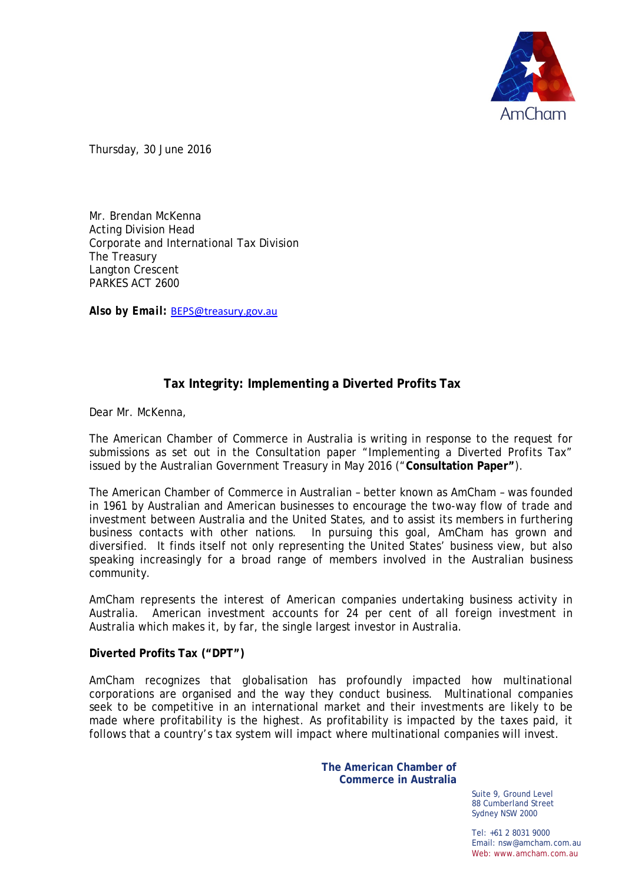Thursday, 30 June 2016

Mr. Brendan McKenna
Acting Division Head
Corporate and International Tax Division
The Treasury
Langton Crescent
PARKES ACT 2600

***Also by Email:*** BEPS@treasury.gov.au

**Tax Integrity: Implementing a Diverted Profits Tax**

Dear Mr. McKenna,

The American Chamber of Commerce in Australia is writing in response to the request for submissions as set out in the Consultation paper "Implementing a Diverted Profits Tax" issued by the Australian Government Treasury in May 2016 ("**Consultation Paper"**).

The American Chamber of Commerce in Australian – better known as AmCham – was founded in 1961 by Australian and American businesses to encourage the two-way flow of trade and investment between Australia and the United States, and to assist its members in furthering business contacts with other nations. In pursuing this goal, AmCham has grown and diversified. It finds itself not only representing the United States' business view, but also speaking increasingly for a broad range of members involved in the Australian business community.

AmCham represents the interest of American companies undertaking business activity in Australia. American investment accounts for 24 per cent of all foreign investment in Australia which makes it, by far, the single largest investor in Australia.

**Diverted Profits Tax ("DPT")**

AmCham recognizes that globalisation has profoundly impacted how multinational corporations are organised and the way they conduct business. Multinational companies seek to be competitive in an international market and their investments are likely to be made where profitability is the highest. As profitability is impacted by the taxes paid, it follows that a country's tax system will impact where multinational companies will invest.

**The American Chamber of Commerce in Australia**

Suite 9, Ground Level
88 Cumberland Street
Sydney NSW 2000

Tel: +61 2 8031 9000
Email: nsw@amcham.com.au
Web: www.amcham.com.au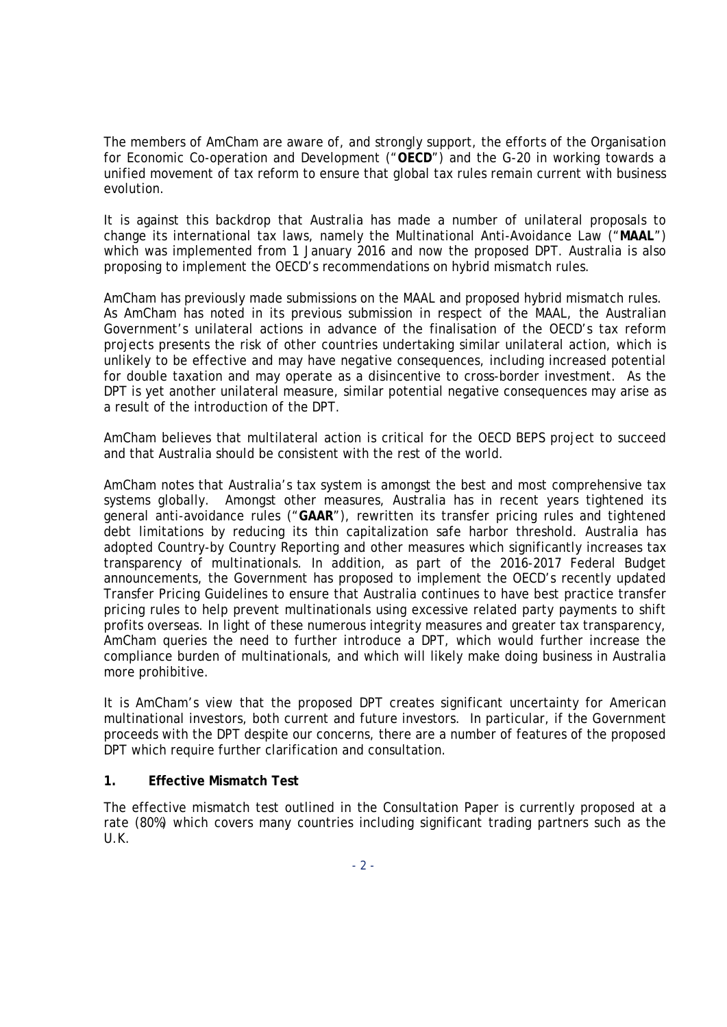The members of AmCham are aware of, and strongly support, the efforts of the Organisation for Economic Co-operation and Development ("**OECD**") and the G-20 in working towards a unified movement of tax reform to ensure that global tax rules remain current with business evolution.

It is against this backdrop that Australia has made a number of unilateral proposals to change its international tax laws, namely the Multinational Anti-Avoidance Law ("**MAAL**") which was implemented from 1 January 2016 and now the proposed DPT. Australia is also proposing to implement the OECD's recommendations on hybrid mismatch rules.

AmCham has previously made submissions on the MAAL and proposed hybrid mismatch rules. As AmCham has noted in its previous submission in respect of the MAAL, the Australian Government's unilateral actions in advance of the finalisation of the OECD's tax reform projects presents the risk of other countries undertaking similar unilateral action, which is unlikely to be effective and may have negative consequences, including increased potential for double taxation and may operate as a disincentive to cross-border investment. As the DPT is yet another unilateral measure, similar potential negative consequences may arise as a result of the introduction of the DPT.

AmCham believes that multilateral action is critical for the OECD BEPS project to succeed and that Australia should be consistent with the rest of the world.

AmCham notes that Australia's tax system is amongst the best and most comprehensive tax systems globally. Amongst other measures, Australia has in recent years tightened its general anti-avoidance rules ("**GAAR**"), rewritten its transfer pricing rules and tightened debt limitations by reducing its thin capitalization safe harbor threshold. Australia has adopted Country-by Country Reporting and other measures which significantly increases tax transparency of multinationals. In addition, as part of the 2016-2017 Federal Budget announcements, the Government has proposed to implement the OECD's recently updated Transfer Pricing Guidelines to ensure that Australia continues to have best practice transfer pricing rules to help prevent multinationals using excessive related party payments to shift profits overseas. In light of these numerous integrity measures and greater tax transparency, AmCham queries the need to further introduce a DPT, which would further increase the compliance burden of multinationals, and which will likely make doing business in Australia more prohibitive.

It is AmCham's view that the proposed DPT creates significant uncertainty for American multinational investors, both current and future investors. In particular, if the Government proceeds with the DPT despite our concerns, there are a number of features of the proposed DPT which require further clarification and consultation.

## 1. Effective Mismatch Test

The effective mismatch test outlined in the Consultation Paper is currently proposed at a rate (80%) which covers many countries including significant trading partners such as the U.K.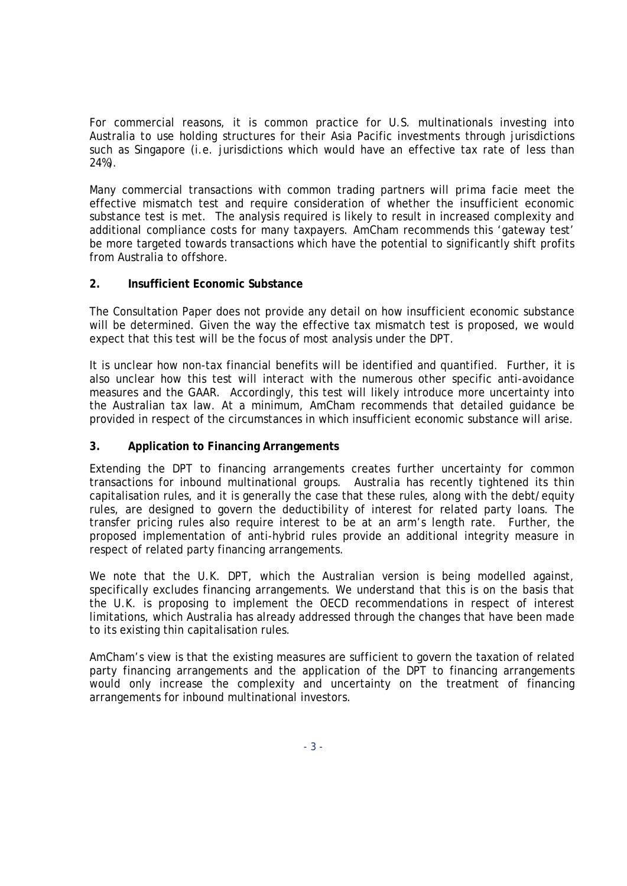For commercial reasons, it is common practice for U.S. multinationals investing into Australia to use holding structures for their Asia Pacific investments through jurisdictions such as Singapore (i.e. jurisdictions which would have an effective tax rate of less than 24%).

Many commercial transactions with common trading partners will prima facie meet the effective mismatch test and require consideration of whether the insufficient economic substance test is met. The analysis required is likely to result in increased complexity and additional compliance costs for many taxpayers. AmCham recommends this 'gateway test' be more targeted towards transactions which have the potential to significantly shift profits from Australia to offshore.

## 2. Insufficient Economic Substance

The Consultation Paper does not provide any detail on how insufficient economic substance will be determined. Given the way the effective tax mismatch test is proposed, we would expect that this test will be the focus of most analysis under the DPT.

It is unclear how non-tax financial benefits will be identified and quantified. Further, it is also unclear how this test will interact with the numerous other specific anti-avoidance measures and the GAAR. Accordingly, this test will likely introduce more uncertainty into the Australian tax law. At a minimum, AmCham recommends that detailed guidance be provided in respect of the circumstances in which insufficient economic substance will arise.

## 3. Application to Financing Arrangements

Extending the DPT to financing arrangements creates further uncertainty for common transactions for inbound multinational groups. Australia has recently tightened its thin capitalisation rules, and it is generally the case that these rules, along with the debt/equity rules, are designed to govern the deductibility of interest for related party loans. The transfer pricing rules also require interest to be at an arm's length rate. Further, the proposed implementation of anti-hybrid rules provide an additional integrity measure in respect of related party financing arrangements.

We note that the U.K. DPT, which the Australian version is being modelled against, specifically excludes financing arrangements. We understand that this is on the basis that the U.K. is proposing to implement the OECD recommendations in respect of interest limitations, which Australia has already addressed through the changes that have been made to its existing thin capitalisation rules.

AmCham's view is that the existing measures are sufficient to govern the taxation of related party financing arrangements and the application of the DPT to financing arrangements would only increase the complexity and uncertainty on the treatment of financing arrangements for inbound multinational investors.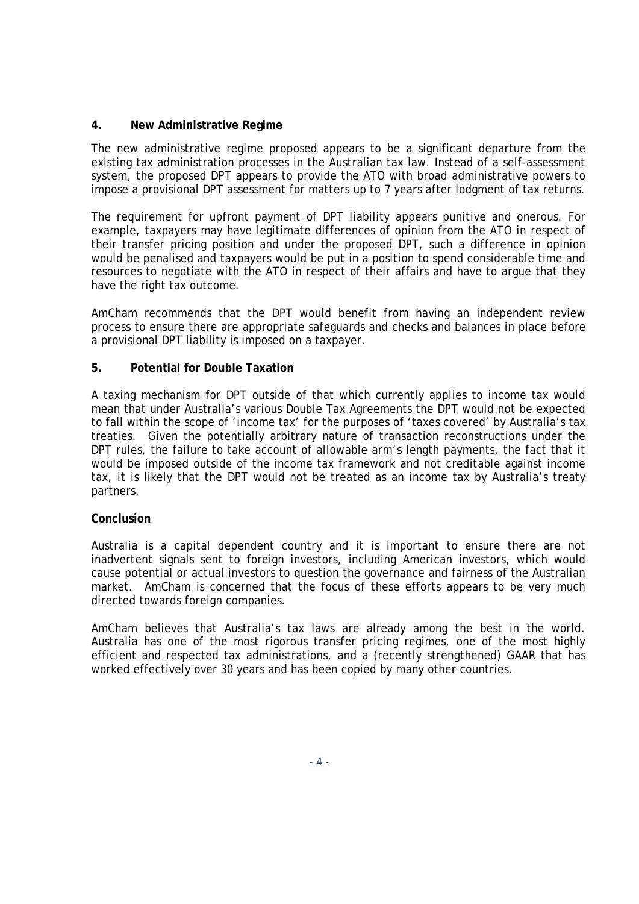## 4. New Administrative Regime

The new administrative regime proposed appears to be a significant departure from the existing tax administration processes in the Australian tax law. Instead of a self-assessment system, the proposed DPT appears to provide the ATO with broad administrative powers to impose a provisional DPT assessment for matters up to 7 years after lodgment of tax returns.

The requirement for upfront payment of DPT liability appears punitive and onerous. For example, taxpayers may have legitimate differences of opinion from the ATO in respect of their transfer pricing position and under the proposed DPT, such a difference in opinion would be penalised and taxpayers would be put in a position to spend considerable time and resources to negotiate with the ATO in respect of their affairs and have to argue that they have the right tax outcome.

AmCham recommends that the DPT would benefit from having an independent review process to ensure there are appropriate safeguards and checks and balances in place before a provisional DPT liability is imposed on a taxpayer.

## 5. Potential for Double Taxation

A taxing mechanism for DPT outside of that which currently applies to income tax would mean that under Australia's various Double Tax Agreements the DPT would not be expected to fall within the scope of 'income tax' for the purposes of 'taxes covered' by Australia's tax treaties. Given the potentially arbitrary nature of transaction reconstructions under the DPT rules, the failure to take account of allowable arm's length payments, the fact that it would be imposed outside of the income tax framework and not creditable against income tax, it is likely that the DPT would not be treated as an income tax by Australia's treaty partners.

## Conclusion

Australia is a capital dependent country and it is important to ensure there are not inadvertent signals sent to foreign investors, including American investors, which would cause potential or actual investors to question the governance and fairness of the Australian market. AmCham is concerned that the focus of these efforts appears to be very much directed towards foreign companies.

AmCham believes that Australia's tax laws are already among the best in the world. Australia has one of the most rigorous transfer pricing regimes, one of the most highly efficient and respected tax administrations, and a (recently strengthened) GAAR that has worked effectively over 30 years and has been copied by many other countries.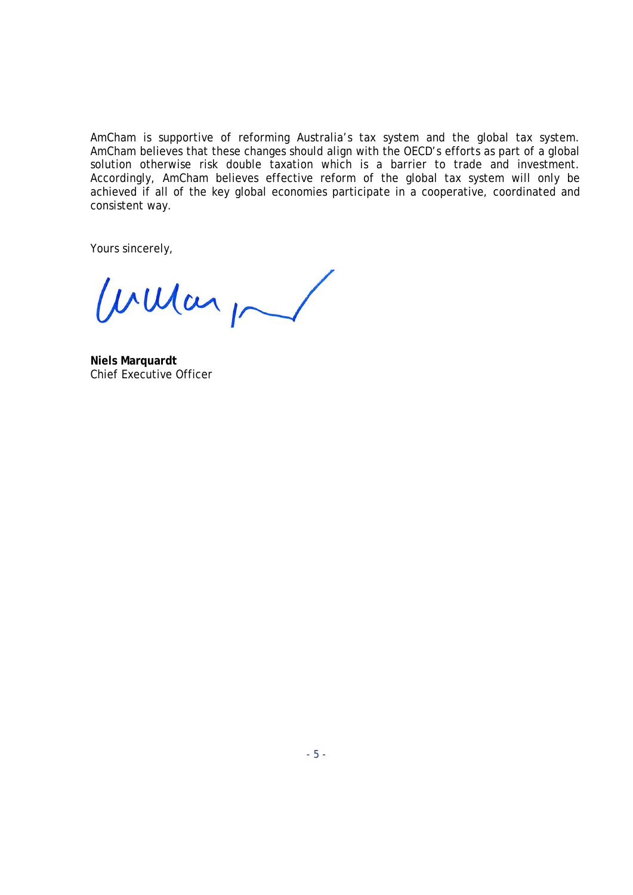AmCham is supportive of reforming Australia's tax system and the global tax system. AmCham believes that these changes should align with the OECD's efforts as part of a global solution otherwise risk double taxation which is a barrier to trade and investment. Accordingly, AmCham believes effective reform of the global tax system will only be achieved if all of the key global economies participate in a cooperative, coordinated and consistent way.

Yours sincerely,

**Niels Marquardt**
Chief Executive Officer